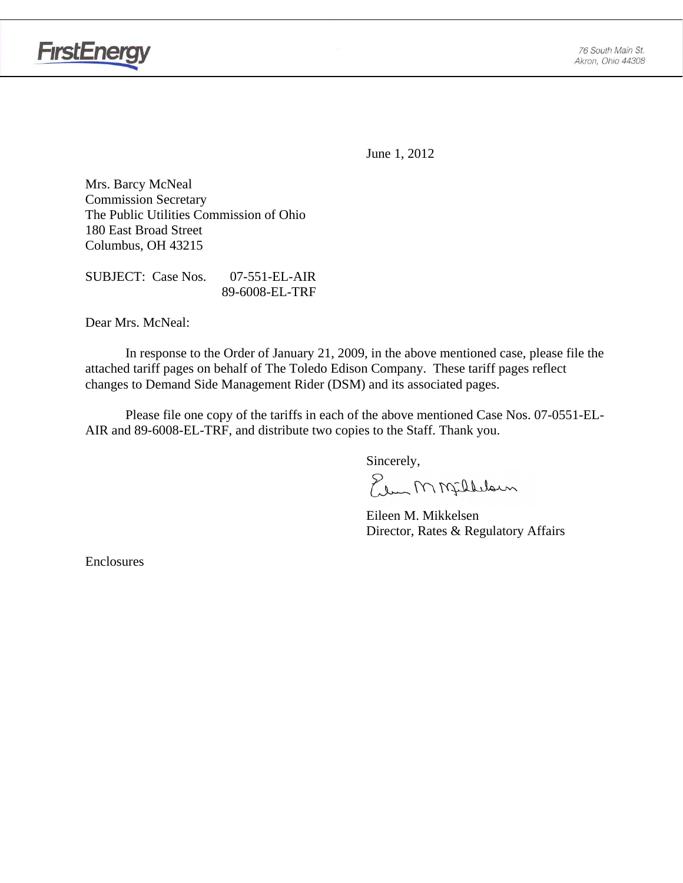FirstEnergy

76 South Main St.
Akron, Ohio 44308

June 1, 2012

Mrs. Barcy McNeal
Commission Secretary
The Public Utilities Commission of Ohio
180 East Broad Street
Columbus, OH 43215

SUBJECT: Case Nos. 07-551-EL-AIR
89-6008-EL-TRF

Dear Mrs. McNeal:

In response to the Order of January 21, 2009, in the above mentioned case, please file the attached tariff pages on behalf of The Toledo Edison Company. These tariff pages reflect changes to Demand Side Management Rider (DSM) and its associated pages.

Please file one copy of the tariffs in each of the above mentioned Case Nos. 07-0551-EL-AIR and 89-6008-EL-TRF, and distribute two copies to the Staff. Thank you.

Sincerely,

Eileen M. Mikkelsen
Director, Rates & Regulatory Affairs

Enclosures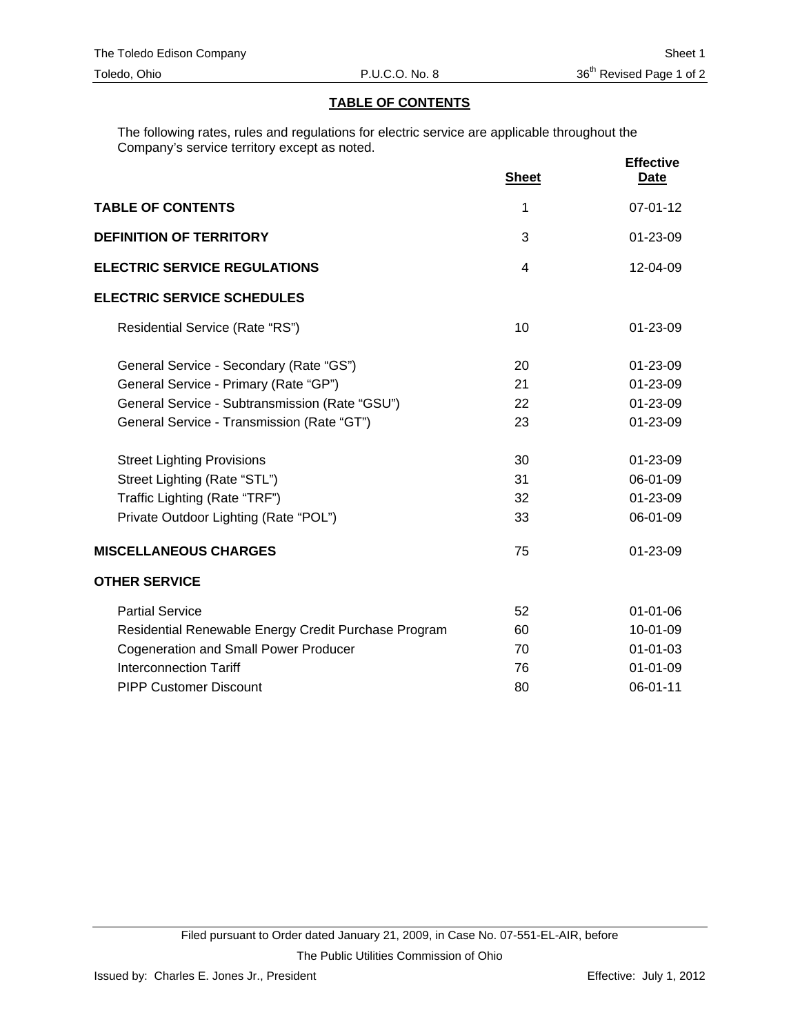## TABLE OF CONTENTS

The following rates, rules and regulations for electric service are applicable throughout the Company's service territory except as noted.

| | Sheet | Effective Date |
|---|---|---|
| **TABLE OF CONTENTS** | 1 | 07-01-12 |
| **DEFINITION OF TERRITORY** | 3 | 01-23-09 |
| **ELECTRIC SERVICE REGULATIONS** | 4 | 12-04-09 |
| **ELECTRIC SERVICE SCHEDULES** | | |
| Residential Service (Rate "RS") | 10 | 01-23-09 |
| General Service - Secondary (Rate "GS") | 20 | 01-23-09 |
| General Service - Primary (Rate "GP") | 21 | 01-23-09 |
| General Service - Subtransmission (Rate "GSU") | 22 | 01-23-09 |
| General Service - Transmission (Rate "GT") | 23 | 01-23-09 |
| Street Lighting Provisions | 30 | 01-23-09 |
| Street Lighting (Rate "STL") | 31 | 06-01-09 |
| Traffic Lighting (Rate "TRF") | 32 | 01-23-09 |
| Private Outdoor Lighting (Rate "POL") | 33 | 06-01-09 |
| **MISCELLANEOUS CHARGES** | 75 | 01-23-09 |
| **OTHER SERVICE** | | |
| Partial Service | 52 | 01-01-06 |
| Residential Renewable Energy Credit Purchase Program | 60 | 10-01-09 |
| Cogeneration and Small Power Producer | 70 | 01-01-03 |
| Interconnection Tariff | 76 | 01-01-09 |
| PIPP Customer Discount | 80 | 06-01-11 |

Filed pursuant to Order dated January 21, 2009, in Case No. 07-551-EL-AIR, before The Public Utilities Commission of Ohio

Issued by: Charles E. Jones Jr., President

Effective: July 1, 2012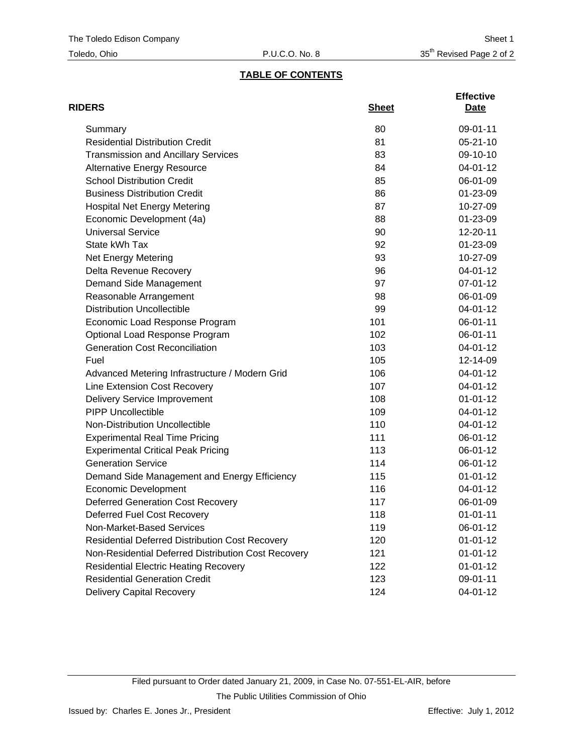## TABLE OF CONTENTS

| RIDERS | Sheet | Effective Date |
|---|---|---|
| Summary | 80 | 09-01-11 |
| Residential Distribution Credit | 81 | 05-21-10 |
| Transmission and Ancillary Services | 83 | 09-10-10 |
| Alternative Energy Resource | 84 | 04-01-12 |
| School Distribution Credit | 85 | 06-01-09 |
| Business Distribution Credit | 86 | 01-23-09 |
| Hospital Net Energy Metering | 87 | 10-27-09 |
| Economic Development (4a) | 88 | 01-23-09 |
| Universal Service | 90 | 12-20-11 |
| State kWh Tax | 92 | 01-23-09 |
| Net Energy Metering | 93 | 10-27-09 |
| Delta Revenue Recovery | 96 | 04-01-12 |
| Demand Side Management | 97 | 07-01-12 |
| Reasonable Arrangement | 98 | 06-01-09 |
| Distribution Uncollectible | 99 | 04-01-12 |
| Economic Load Response Program | 101 | 06-01-11 |
| Optional Load Response Program | 102 | 06-01-11 |
| Generation Cost Reconciliation | 103 | 04-01-12 |
| Fuel | 105 | 12-14-09 |
| Advanced Metering Infrastructure / Modern Grid | 106 | 04-01-12 |
| Line Extension Cost Recovery | 107 | 04-01-12 |
| Delivery Service Improvement | 108 | 01-01-12 |
| PIPP Uncollectible | 109 | 04-01-12 |
| Non-Distribution Uncollectible | 110 | 04-01-12 |
| Experimental Real Time Pricing | 111 | 06-01-12 |
| Experimental Critical Peak Pricing | 113 | 06-01-12 |
| Generation Service | 114 | 06-01-12 |
| Demand Side Management and Energy Efficiency | 115 | 01-01-12 |
| Economic Development | 116 | 04-01-12 |
| Deferred Generation Cost Recovery | 117 | 06-01-09 |
| Deferred Fuel Cost Recovery | 118 | 01-01-11 |
| Non-Market-Based Services | 119 | 06-01-12 |
| Residential Deferred Distribution Cost Recovery | 120 | 01-01-12 |
| Non-Residential Deferred Distribution Cost Recovery | 121 | 01-01-12 |
| Residential Electric Heating Recovery | 122 | 01-01-12 |
| Residential Generation Credit | 123 | 09-01-11 |
| Delivery Capital Recovery | 124 | 04-01-12 |

Filed pursuant to Order dated January 21, 2009, in Case No. 07-551-EL-AIR, before The Public Utilities Commission of Ohio

Issued by: Charles E. Jones Jr., President

Effective: July 1, 2012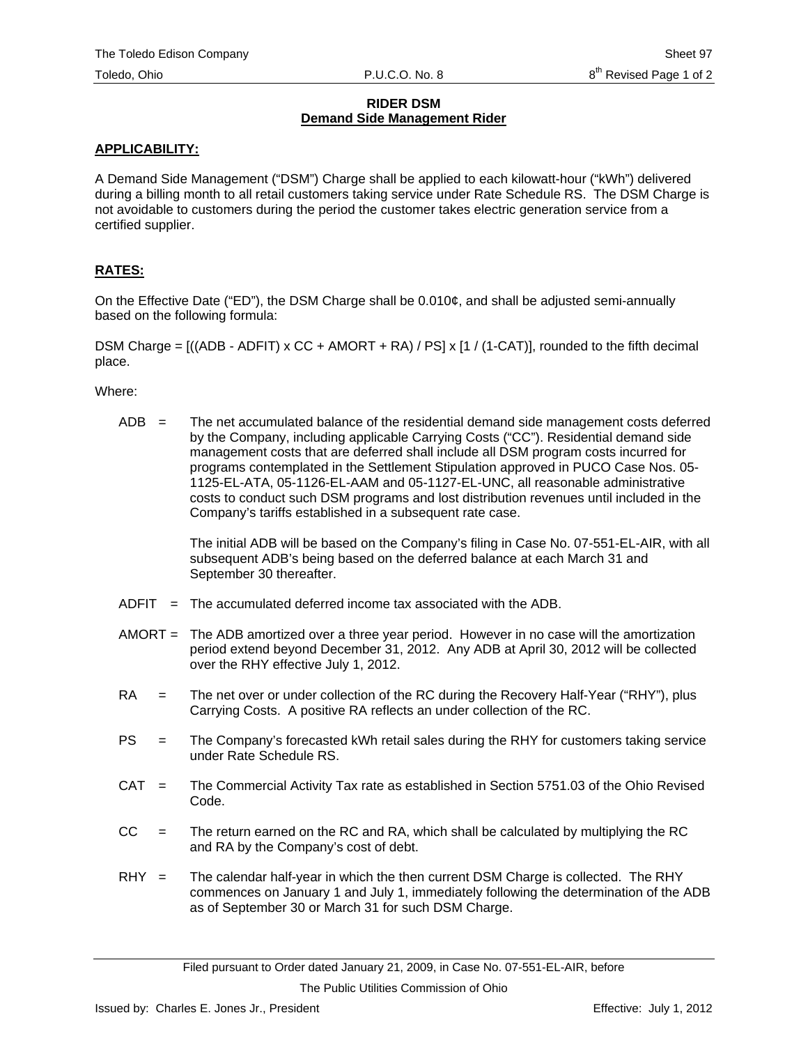## RIDER DSM
### Demand Side Management Rider

**APPLICABILITY:**

A Demand Side Management ("DSM") Charge shall be applied to each kilowatt-hour ("kWh") delivered during a billing month to all retail customers taking service under Rate Schedule RS. The DSM Charge is not avoidable to customers during the period the customer takes electric generation service from a certified supplier.

**RATES:**

On the Effective Date ("ED"), the DSM Charge shall be 0.010¢, and shall be adjusted semi-annually based on the following formula:

DSM Charge = [((ADB - ADFIT) x CC + AMORT + RA) / PS] x [1 / (1-CAT)], rounded to the fifth decimal place.

Where:

ADB = The net accumulated balance of the residential demand side management costs deferred by the Company, including applicable Carrying Costs ("CC"). Residential demand side management costs that are deferred shall include all DSM program costs incurred for programs contemplated in the Settlement Stipulation approved in PUCO Case Nos. 05-1125-EL-ATA, 05-1126-EL-AAM and 05-1127-EL-UNC, all reasonable administrative costs to conduct such DSM programs and lost distribution revenues until included in the Company's tariffs established in a subsequent rate case.

The initial ADB will be based on the Company's filing in Case No. 07-551-EL-AIR, with all subsequent ADB's being based on the deferred balance at each March 31 and September 30 thereafter.

ADFIT = The accumulated deferred income tax associated with the ADB.

AMORT = The ADB amortized over a three year period. However in no case will the amortization period extend beyond December 31, 2012. Any ADB at April 30, 2012 will be collected over the RHY effective July 1, 2012.

RA = The net over or under collection of the RC during the Recovery Half-Year ("RHY"), plus Carrying Costs. A positive RA reflects an under collection of the RC.

PS = The Company's forecasted kWh retail sales during the RHY for customers taking service under Rate Schedule RS.

CAT = The Commercial Activity Tax rate as established in Section 5751.03 of the Ohio Revised Code.

CC = The return earned on the RC and RA, which shall be calculated by multiplying the RC and RA by the Company's cost of debt.

RHY = The calendar half-year in which the then current DSM Charge is collected. The RHY commences on January 1 and July 1, immediately following the determination of the ADB as of September 30 or March 31 for such DSM Charge.

Filed pursuant to Order dated January 21, 2009, in Case No. 07-551-EL-AIR, before The Public Utilities Commission of Ohio

Issued by: Charles E. Jones Jr., President

Effective: July 1, 2012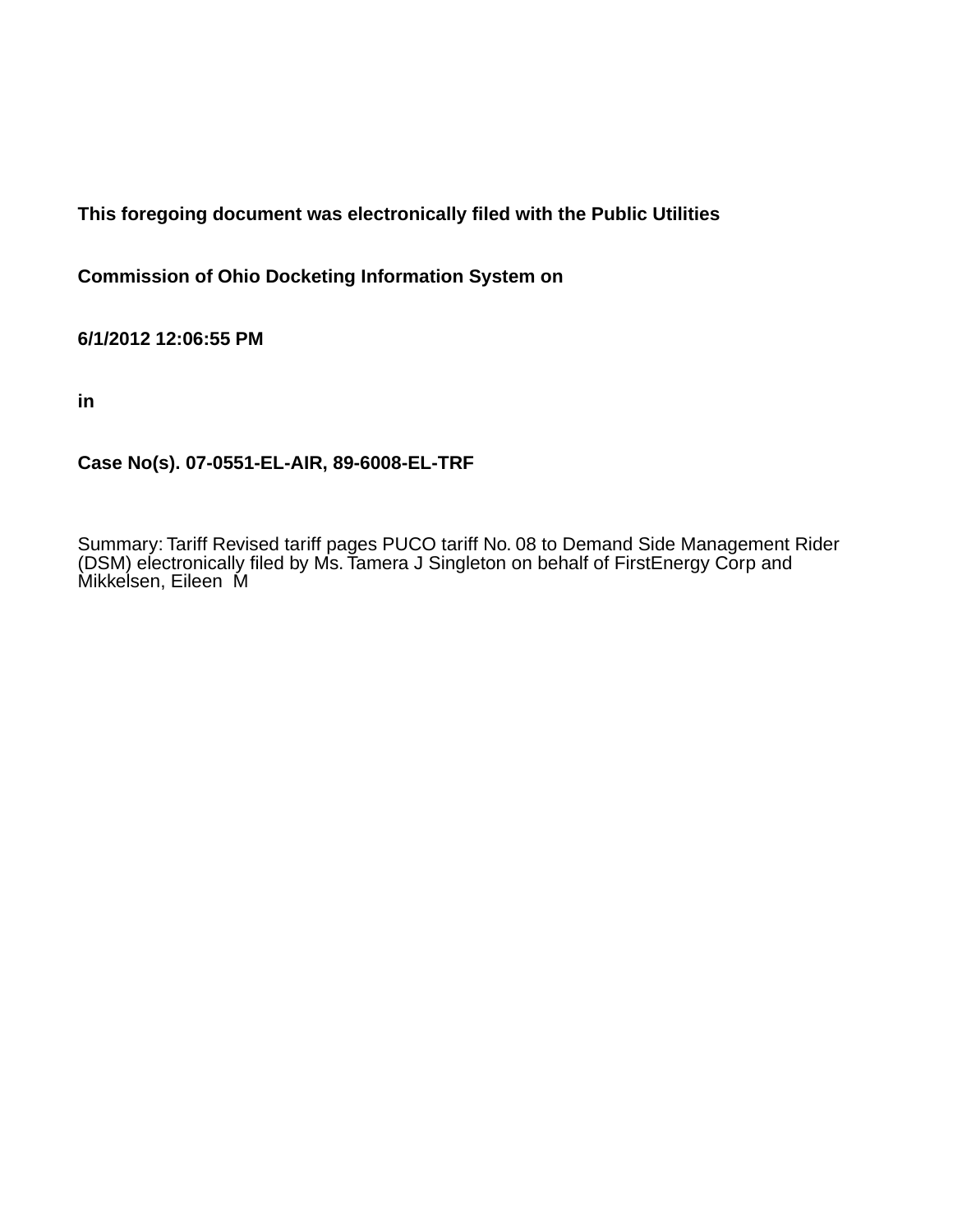**This foregoing document was electronically filed with the Public Utilities**

**Commission of Ohio Docketing Information System on**

**6/1/2012 12:06:55 PM**

**in**

**Case No(s). 07-0551-EL-AIR, 89-6008-EL-TRF**

Summary: Tariff Revised tariff pages PUCO tariff No. 08 to Demand Side Management Rider (DSM) electronically filed by Ms. Tamera J Singleton on behalf of FirstEnergy Corp and Mikkelsen, Eileen M